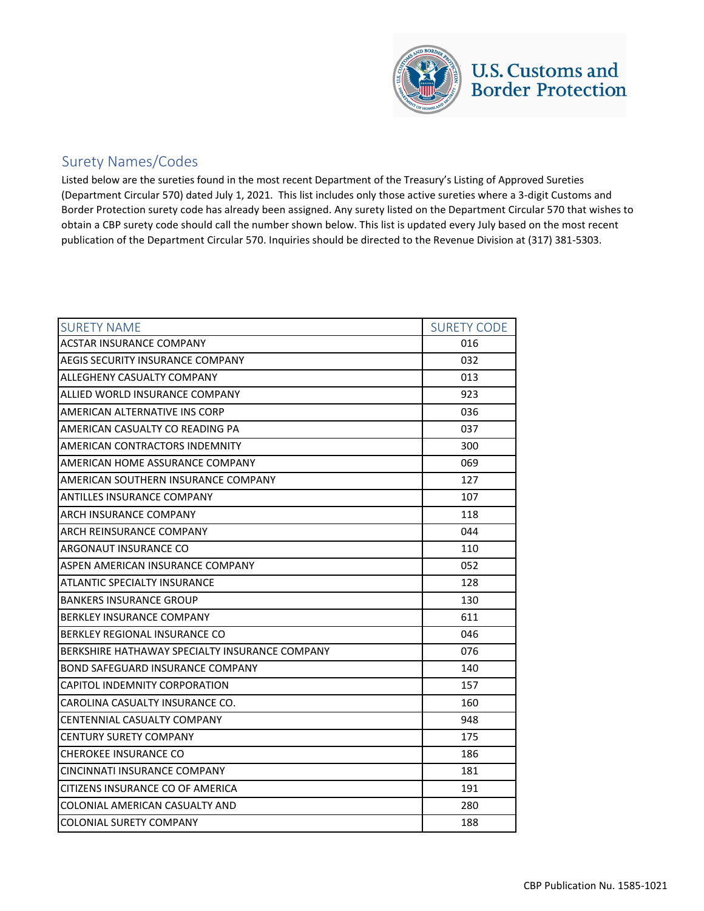## Surety Names/Codes

Listed below are the sureties found in the most recent Department of the Treasury's Listing of Approved Sureties (Department Circular 570) dated July 1, 2021. This list includes only those active sureties where a 3-digit Customs and Border Protection surety code has already been assigned. Any surety listed on the Department Circular 570 that wishes to obtain a CBP surety code should call the number shown below. This list is updated every July based on the most recent publication of the Department Circular 570. Inquiries should be directed to the Revenue Division at (317) 381-5303.

| SURETY NAME | SURETY CODE |
|---|---|
| ACSTAR INSURANCE COMPANY | 016 |
| AEGIS SECURITY INSURANCE COMPANY | 032 |
| ALLEGHENY CASUALTY COMPANY | 013 |
| ALLIED WORLD INSURANCE COMPANY | 923 |
| AMERICAN ALTERNATIVE INS CORP | 036 |
| AMERICAN CASUALTY CO READING PA | 037 |
| AMERICAN CONTRACTORS INDEMNITY | 300 |
| AMERICAN HOME ASSURANCE COMPANY | 069 |
| AMERICAN SOUTHERN INSURANCE COMPANY | 127 |
| ANTILLES INSURANCE COMPANY | 107 |
| ARCH INSURANCE COMPANY | 118 |
| ARCH REINSURANCE COMPANY | 044 |
| ARGONAUT INSURANCE CO | 110 |
| ASPEN AMERICAN INSURANCE COMPANY | 052 |
| ATLANTIC SPECIALTY INSURANCE | 128 |
| BANKERS INSURANCE GROUP | 130 |
| BERKLEY INSURANCE COMPANY | 611 |
| BERKLEY REGIONAL INSURANCE CO | 046 |
| BERKSHIRE HATHAWAY SPECIALTY INSURANCE COMPANY | 076 |
| BOND SAFEGUARD INSURANCE COMPANY | 140 |
| CAPITOL INDEMNITY CORPORATION | 157 |
| CAROLINA CASUALTY INSURANCE CO. | 160 |
| CENTENNIAL CASUALTY COMPANY | 948 |
| CENTURY SURETY COMPANY | 175 |
| CHEROKEE INSURANCE CO | 186 |
| CINCINNATI INSURANCE COMPANY | 181 |
| CITIZENS INSURANCE CO OF AMERICA | 191 |
| COLONIAL AMERICAN CASUALTY AND | 280 |
| COLONIAL SURETY COMPANY | 188 |

CBP Publication Nu. 1585-1021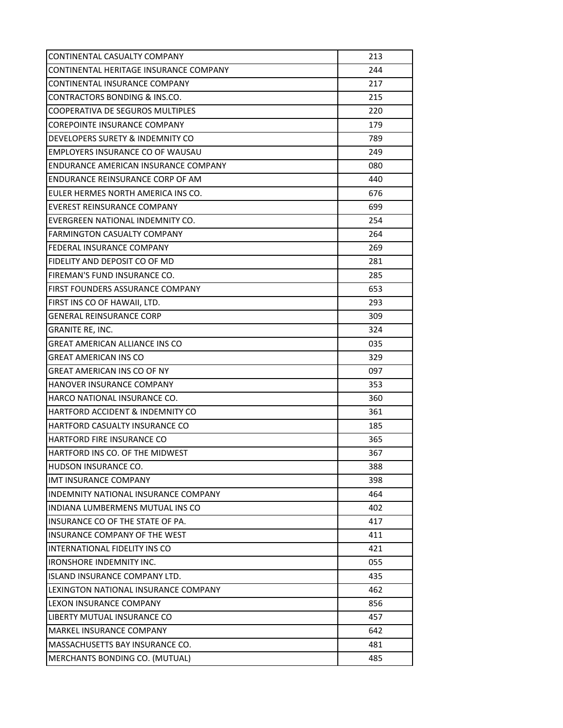| | |
|---|---|
| CONTINENTAL CASUALTY COMPANY | 213 |
| CONTINENTAL HERITAGE INSURANCE COMPANY | 244 |
| CONTINENTAL INSURANCE COMPANY | 217 |
| CONTRACTORS BONDING & INS.CO. | 215 |
| COOPERATIVA DE SEGUROS MULTIPLES | 220 |
| COREPOINTE INSURANCE COMPANY | 179 |
| DEVELOPERS SURETY & INDEMNITY CO | 789 |
| EMPLOYERS INSURANCE CO OF WAUSAU | 249 |
| ENDURANCE AMERICAN INSURANCE COMPANY | 080 |
| ENDURANCE REINSURANCE CORP OF AM | 440 |
| EULER HERMES NORTH AMERICA INS CO. | 676 |
| EVEREST REINSURANCE COMPANY | 699 |
| EVERGREEN NATIONAL INDEMNITY CO. | 254 |
| FARMINGTON CASUALTY COMPANY | 264 |
| FEDERAL INSURANCE COMPANY | 269 |
| FIDELITY AND DEPOSIT CO OF MD | 281 |
| FIREMAN'S FUND INSURANCE CO. | 285 |
| FIRST FOUNDERS ASSURANCE COMPANY | 653 |
| FIRST INS CO OF HAWAII, LTD. | 293 |
| GENERAL REINSURANCE CORP | 309 |
| GRANITE RE, INC. | 324 |
| GREAT AMERICAN ALLIANCE INS CO | 035 |
| GREAT AMERICAN INS CO | 329 |
| GREAT AMERICAN INS CO OF NY | 097 |
| HANOVER INSURANCE COMPANY | 353 |
| HARCO NATIONAL INSURANCE CO. | 360 |
| HARTFORD ACCIDENT & INDEMNITY CO | 361 |
| HARTFORD CASUALTY INSURANCE CO | 185 |
| HARTFORD FIRE INSURANCE CO | 365 |
| HARTFORD INS CO. OF THE MIDWEST | 367 |
| HUDSON INSURANCE CO. | 388 |
| IMT INSURANCE COMPANY | 398 |
| INDEMNITY NATIONAL INSURANCE COMPANY | 464 |
| INDIANA LUMBERMENS MUTUAL INS CO | 402 |
| INSURANCE CO OF THE STATE OF PA. | 417 |
| INSURANCE COMPANY OF THE WEST | 411 |
| INTERNATIONAL FIDELITY INS CO | 421 |
| IRONSHORE INDEMNITY INC. | 055 |
| ISLAND INSURANCE COMPANY LTD. | 435 |
| LEXINGTON NATIONAL INSURANCE COMPANY | 462 |
| LEXON INSURANCE COMPANY | 856 |
| LIBERTY MUTUAL INSURANCE CO | 457 |
| MARKEL INSURANCE COMPANY | 642 |
| MASSACHUSETTS BAY INSURANCE CO. | 481 |
| MERCHANTS BONDING CO. (MUTUAL) | 485 |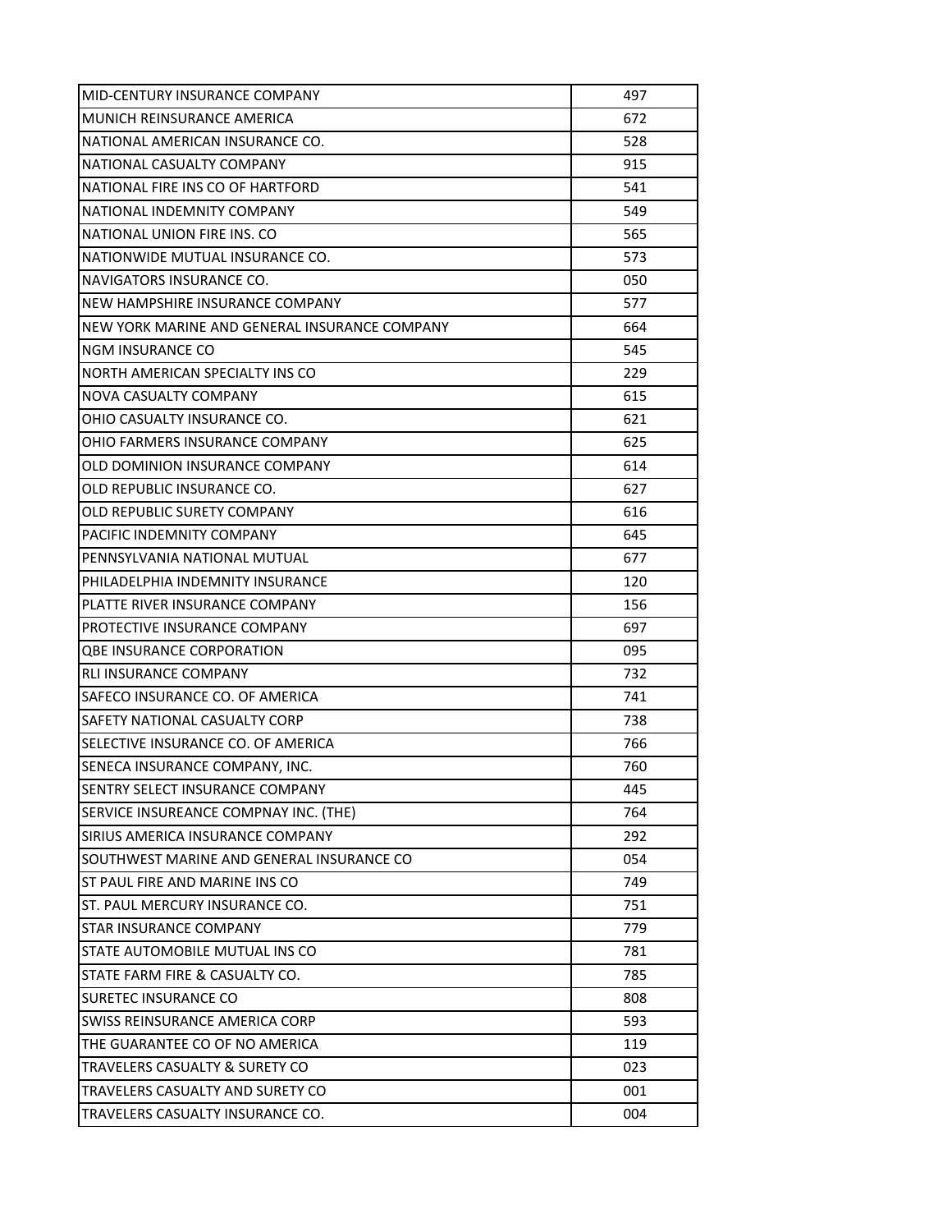| | |
|---|---|
| MID-CENTURY INSURANCE COMPANY | 497 |
| MUNICH REINSURANCE AMERICA | 672 |
| NATIONAL AMERICAN INSURANCE CO. | 528 |
| NATIONAL CASUALTY COMPANY | 915 |
| NATIONAL FIRE INS CO OF HARTFORD | 541 |
| NATIONAL INDEMNITY COMPANY | 549 |
| NATIONAL UNION FIRE INS. CO | 565 |
| NATIONWIDE MUTUAL INSURANCE CO. | 573 |
| NAVIGATORS INSURANCE CO. | 050 |
| NEW HAMPSHIRE INSURANCE COMPANY | 577 |
| NEW YORK MARINE AND GENERAL INSURANCE COMPANY | 664 |
| NGM INSURANCE CO | 545 |
| NORTH AMERICAN SPECIALTY INS CO | 229 |
| NOVA CASUALTY COMPANY | 615 |
| OHIO CASUALTY INSURANCE CO. | 621 |
| OHIO FARMERS INSURANCE COMPANY | 625 |
| OLD DOMINION INSURANCE COMPANY | 614 |
| OLD REPUBLIC INSURANCE CO. | 627 |
| OLD REPUBLIC SURETY COMPANY | 616 |
| PACIFIC INDEMNITY COMPANY | 645 |
| PENNSYLVANIA NATIONAL MUTUAL | 677 |
| PHILADELPHIA INDEMNITY INSURANCE | 120 |
| PLATTE RIVER INSURANCE COMPANY | 156 |
| PROTECTIVE INSURANCE COMPANY | 697 |
| QBE INSURANCE CORPORATION | 095 |
| RLI INSURANCE COMPANY | 732 |
| SAFECO INSURANCE CO. OF AMERICA | 741 |
| SAFETY NATIONAL CASUALTY CORP | 738 |
| SELECTIVE INSURANCE CO. OF AMERICA | 766 |
| SENECA INSURANCE COMPANY, INC. | 760 |
| SENTRY SELECT INSURANCE COMPANY | 445 |
| SERVICE INSUREANCE COMPNAY INC. (THE) | 764 |
| SIRIUS AMERICA INSURANCE COMPANY | 292 |
| SOUTHWEST MARINE AND GENERAL INSURANCE CO | 054 |
| ST PAUL FIRE AND MARINE INS CO | 749 |
| ST. PAUL MERCURY INSURANCE CO. | 751 |
| STAR INSURANCE COMPANY | 779 |
| STATE AUTOMOBILE MUTUAL INS CO | 781 |
| STATE FARM FIRE & CASUALTY CO. | 785 |
| SURETEC INSURANCE CO | 808 |
| SWISS REINSURANCE AMERICA CORP | 593 |
| THE GUARANTEE CO OF NO AMERICA | 119 |
| TRAVELERS CASUALTY & SURETY CO | 023 |
| TRAVELERS CASUALTY AND SURETY CO | 001 |
| TRAVELERS CASUALTY INSURANCE CO. | 004 |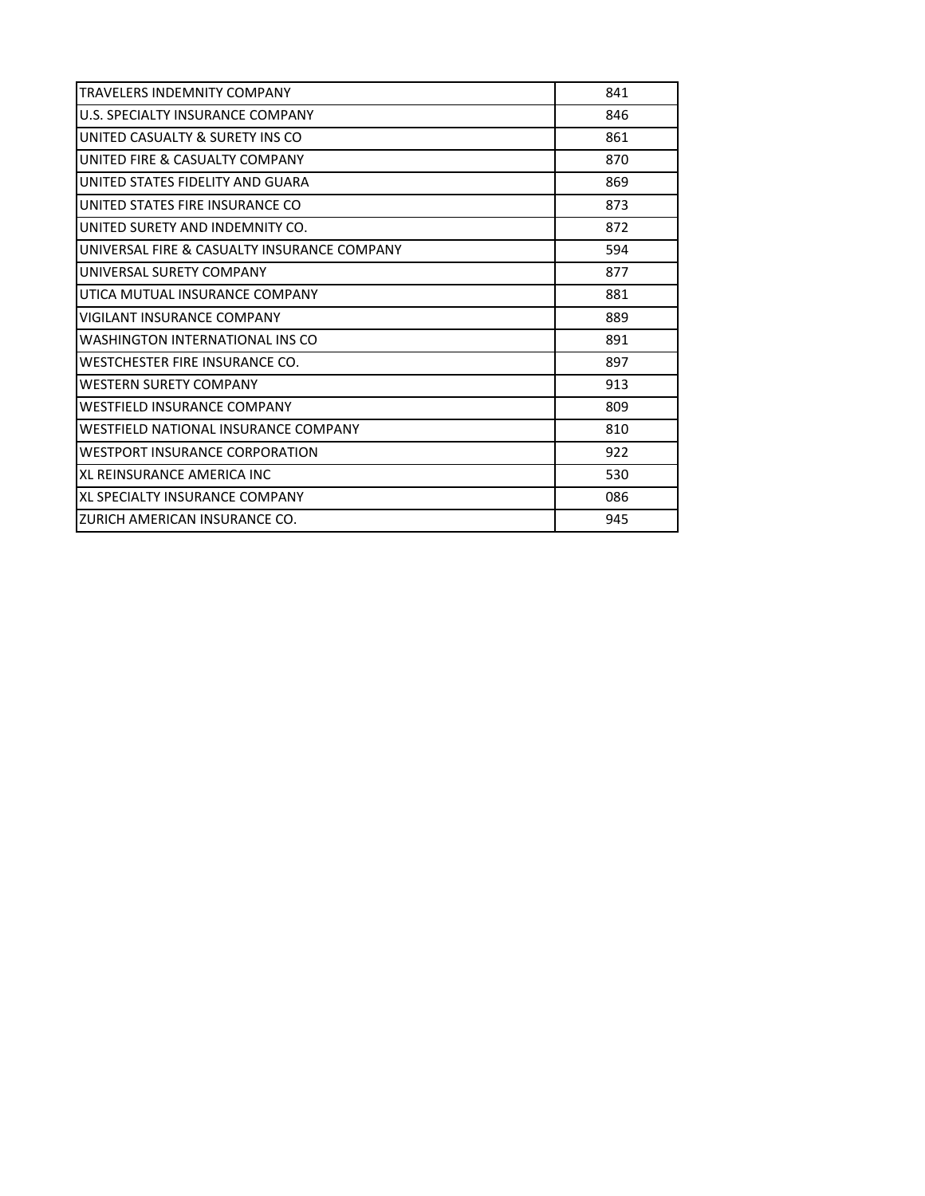| | |
|---|---|
| TRAVELERS INDEMNITY COMPANY | 841 |
| U.S. SPECIALTY INSURANCE COMPANY | 846 |
| UNITED CASUALTY & SURETY INS CO | 861 |
| UNITED FIRE & CASUALTY COMPANY | 870 |
| UNITED STATES FIDELITY AND GUARA | 869 |
| UNITED STATES FIRE INSURANCE CO | 873 |
| UNITED SURETY AND INDEMNITY CO. | 872 |
| UNIVERSAL FIRE & CASUALTY INSURANCE COMPANY | 594 |
| UNIVERSAL SURETY COMPANY | 877 |
| UTICA MUTUAL INSURANCE COMPANY | 881 |
| VIGILANT INSURANCE COMPANY | 889 |
| WASHINGTON INTERNATIONAL INS CO | 891 |
| WESTCHESTER FIRE INSURANCE CO. | 897 |
| WESTERN SURETY COMPANY | 913 |
| WESTFIELD INSURANCE COMPANY | 809 |
| WESTFIELD NATIONAL INSURANCE COMPANY | 810 |
| WESTPORT INSURANCE CORPORATION | 922 |
| XL REINSURANCE AMERICA INC | 530 |
| XL SPECIALTY INSURANCE COMPANY | 086 |
| ZURICH AMERICAN INSURANCE CO. | 945 |